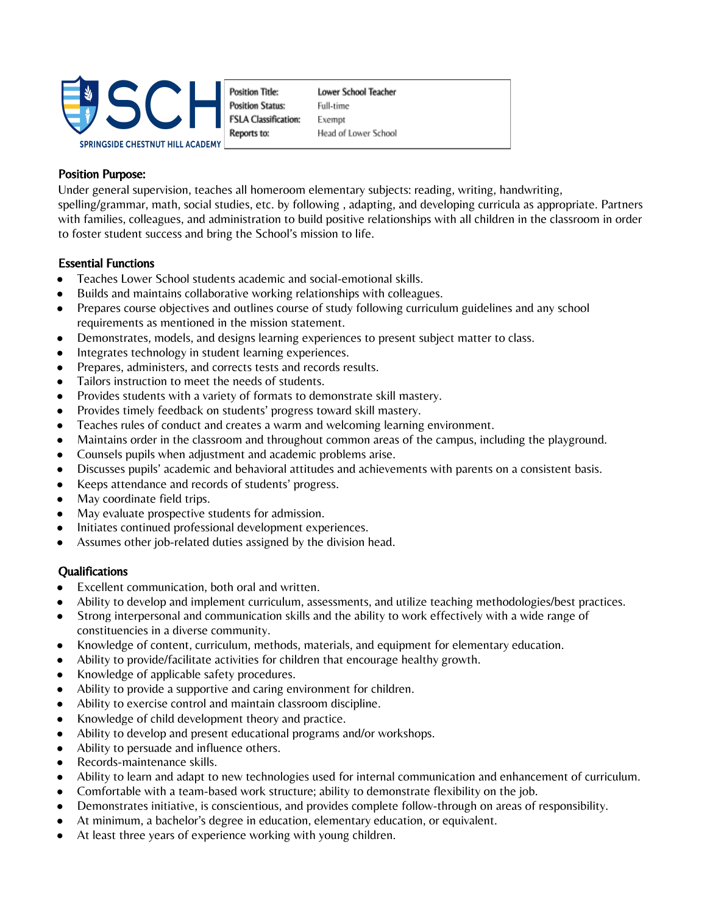SPRINGSIDE CHESTNUT HILL ACADEMY

| Position Title: | Lower School Teacher |
| --- | --- |
| Position Status: | Full-time |
| FSLA Classification: | Exempt |
| Reports to: | Head of Lower School |

## Position Purpose:

Under general supervision, teaches all homeroom elementary subjects: reading, writing, handwriting, spelling/grammar, math, social studies, etc. by following , adapting, and developing curricula as appropriate. Partners with families, colleagues, and administration to build positive relationships with all children in the classroom in order to foster student success and bring the School's mission to life.

## Essential Functions

- Teaches Lower School students academic and social-emotional skills.
- Builds and maintains collaborative working relationships with colleagues.
- Prepares course objectives and outlines course of study following curriculum guidelines and any school requirements as mentioned in the mission statement.
- Demonstrates, models, and designs learning experiences to present subject matter to class.
- Integrates technology in student learning experiences.
- Prepares, administers, and corrects tests and records results.
- Tailors instruction to meet the needs of students.
- Provides students with a variety of formats to demonstrate skill mastery.
- Provides timely feedback on students' progress toward skill mastery.
- Teaches rules of conduct and creates a warm and welcoming learning environment.
- Maintains order in the classroom and throughout common areas of the campus, including the playground.
- Counsels pupils when adjustment and academic problems arise.
- Discusses pupils' academic and behavioral attitudes and achievements with parents on a consistent basis.
- Keeps attendance and records of students' progress.
- May coordinate field trips.
- May evaluate prospective students for admission.
- Initiates continued professional development experiences.
- Assumes other job-related duties assigned by the division head.

## Qualifications

- Excellent communication, both oral and written.
- Ability to develop and implement curriculum, assessments, and utilize teaching methodologies/best practices.
- Strong interpersonal and communication skills and the ability to work effectively with a wide range of constituencies in a diverse community.
- Knowledge of content, curriculum, methods, materials, and equipment for elementary education.
- Ability to provide/facilitate activities for children that encourage healthy growth.
- Knowledge of applicable safety procedures.
- Ability to provide a supportive and caring environment for children.
- Ability to exercise control and maintain classroom discipline.
- Knowledge of child development theory and practice.
- Ability to develop and present educational programs and/or workshops.
- Ability to persuade and influence others.
- Records-maintenance skills.
- Ability to learn and adapt to new technologies used for internal communication and enhancement of curriculum.
- Comfortable with a team-based work structure; ability to demonstrate flexibility on the job.
- Demonstrates initiative, is conscientious, and provides complete follow-through on areas of responsibility.
- At minimum, a bachelor's degree in education, elementary education, or equivalent.
- At least three years of experience working with young children.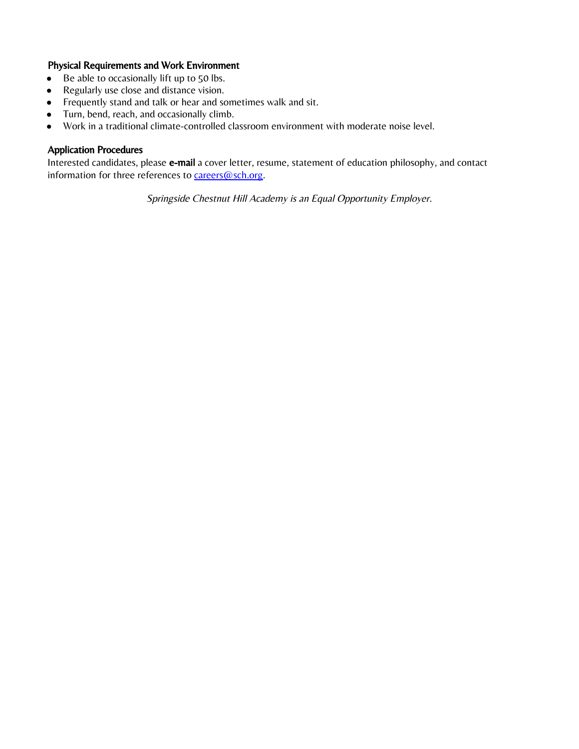### Physical Requirements and Work Environment

- Be able to occasionally lift up to 50 lbs.
- Regularly use close and distance vision.
- Frequently stand and talk or hear and sometimes walk and sit.
- Turn, bend, reach, and occasionally climb.
- Work in a traditional climate-controlled classroom environment with moderate noise level.

### Application Procedures

Interested candidates, please **e-mail** a cover letter, resume, statement of education philosophy, and contact information for three references to careers@sch.org.

*Springside Chestnut Hill Academy is an Equal Opportunity Employer.*